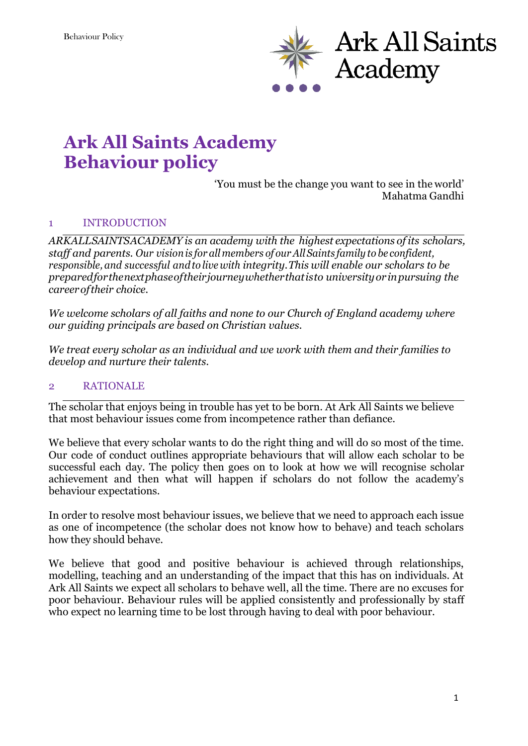# Ark All Saints Academy Behaviour policy

'You must be the change you want to see in the world'
Mahatma Gandhi

## 1 INTRODUCTION

*ARKALLSAINTSACADEMY is an academy with the highest expectations of its scholars, staff and parents. Our vision is for all members of our All Saints family to be confident, responsible, and successful and to live with integrity. This will enable our scholars to be prepared for the next phase of their journey whether that is to university or in pursuing the career of their choice.*

*We welcome scholars of all faiths and none to our Church of England academy where our guiding principals are based on Christian values.*

*We treat every scholar as an individual and we work with them and their families to develop and nurture their talents.*

## 2 RATIONALE

The scholar that enjoys being in trouble has yet to be born. At Ark All Saints we believe that most behaviour issues come from incompetence rather than defiance.

We believe that every scholar wants to do the right thing and will do so most of the time. Our code of conduct outlines appropriate behaviours that will allow each scholar to be successful each day. The policy then goes on to look at how we will recognise scholar achievement and then what will happen if scholars do not follow the academy's behaviour expectations.

In order to resolve most behaviour issues, we believe that we need to approach each issue as one of incompetence (the scholar does not know how to behave) and teach scholars how they should behave.

We believe that good and positive behaviour is achieved through relationships, modelling, teaching and an understanding of the impact that this has on individuals. At Ark All Saints we expect all scholars to behave well, all the time. There are no excuses for poor behaviour. Behaviour rules will be applied consistently and professionally by staff who expect no learning time to be lost through having to deal with poor behaviour.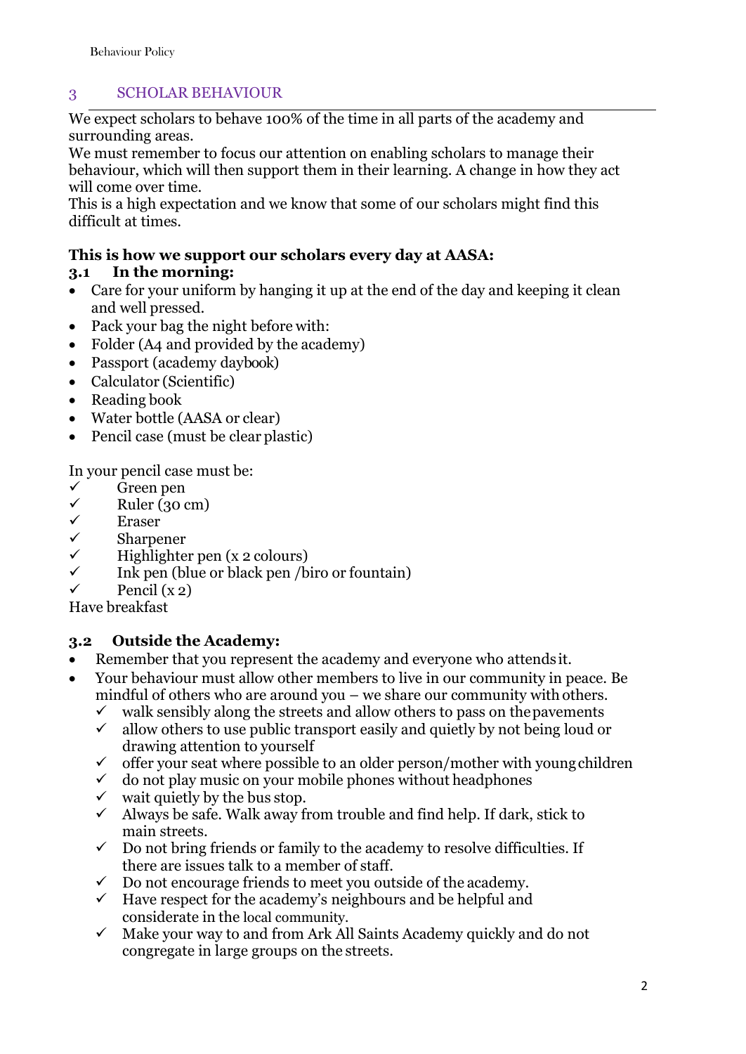## 3 SCHOLAR BEHAVIOUR

We expect scholars to behave 100% of the time in all parts of the academy and surrounding areas.
We must remember to focus our attention on enabling scholars to manage their behaviour, which will then support them in their learning. A change in how they act will come over time.
This is a high expectation and we know that some of our scholars might find this difficult at times.

**This is how we support our scholars every day at AASA:**

### 3.1 In the morning:

- Care for your uniform by hanging it up at the end of the day and keeping it clean and well pressed.
- Pack your bag the night before with:
- Folder (A4 and provided by the academy)
- Passport (academy daybook)
- Calculator (Scientific)
- Reading book
- Water bottle (AASA or clear)
- Pencil case (must be clear plastic)

In your pencil case must be:

- ✓ Green pen
- ✓ Ruler (30 cm)
- ✓ Eraser
- ✓ Sharpener
- ✓ Highlighter pen (x 2 colours)
- ✓ Ink pen (blue or black pen /biro or fountain)
- ✓ Pencil (x 2)

Have breakfast

### 3.2 Outside the Academy:

- Remember that you represent the academy and everyone who attends it.
- Your behaviour must allow other members to live in our community in peace. Be mindful of others who are around you – we share our community with others.
  - ✓ walk sensibly along the streets and allow others to pass on the pavements
  - ✓ allow others to use public transport easily and quietly by not being loud or drawing attention to yourself
  - ✓ offer your seat where possible to an older person/mother with young children
  - ✓ do not play music on your mobile phones without headphones
  - ✓ wait quietly by the bus stop.
  - ✓ Always be safe. Walk away from trouble and find help. If dark, stick to main streets.
  - ✓ Do not bring friends or family to the academy to resolve difficulties. If there are issues talk to a member of staff.
  - ✓ Do not encourage friends to meet you outside of the academy.
  - ✓ Have respect for the academy's neighbours and be helpful and considerate in the local community.
  - ✓ Make your way to and from Ark All Saints Academy quickly and do not congregate in large groups on the streets.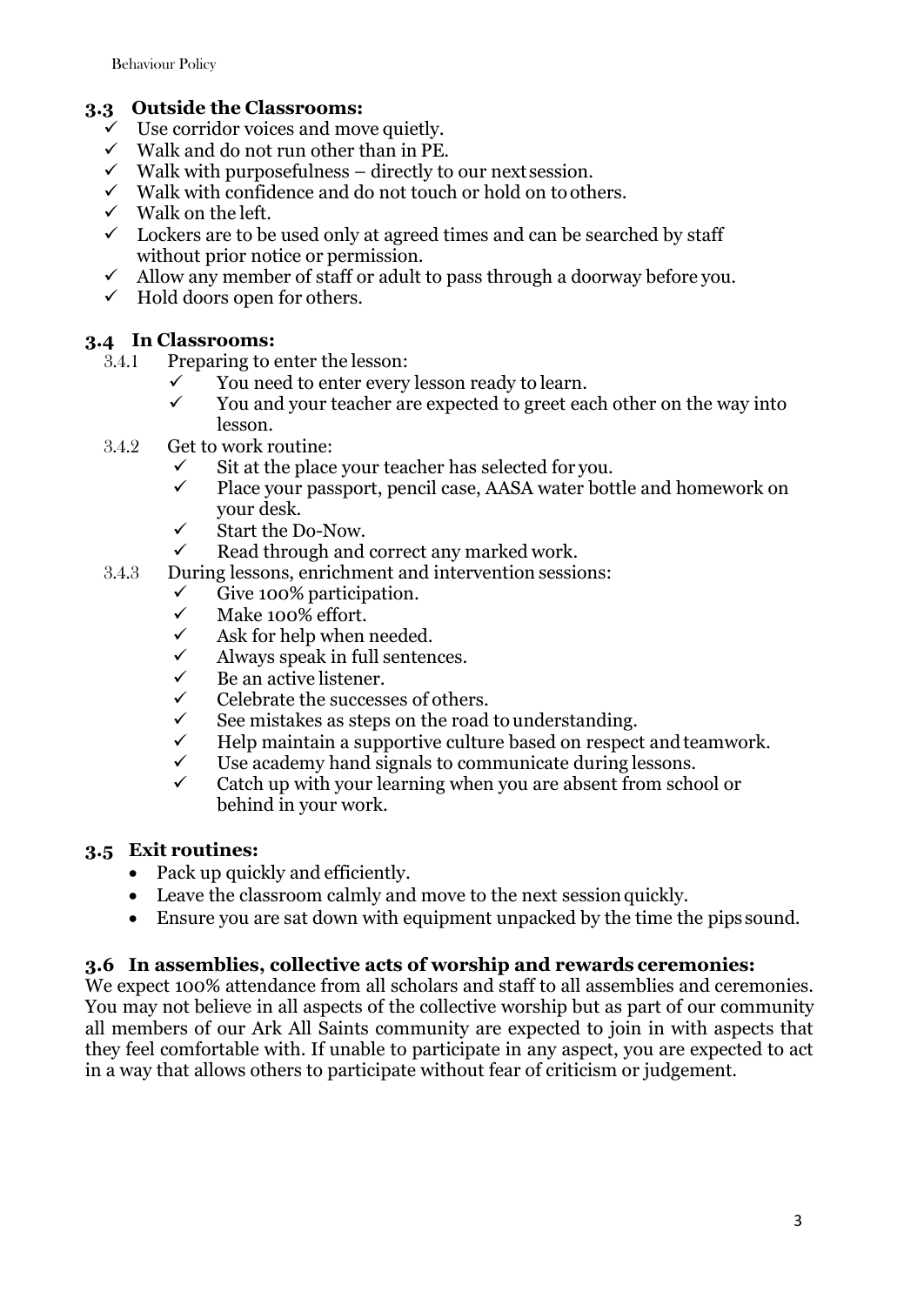### 3.3 Outside the Classrooms:

- ✓ Use corridor voices and move quietly.
- ✓ Walk and do not run other than in PE.
- ✓ Walk with purposefulness – directly to our next session.
- ✓ Walk with confidence and do not touch or hold on to others.
- ✓ Walk on the left.
- ✓ Lockers are to be used only at agreed times and can be searched by staff without prior notice or permission.
- ✓ Allow any member of staff or adult to pass through a doorway before you.
- ✓ Hold doors open for others.

### 3.4 In Classrooms:

3.4.1 Preparing to enter the lesson:

- ✓ You need to enter every lesson ready to learn.
- ✓ You and your teacher are expected to greet each other on the way into lesson.

3.4.2 Get to work routine:

- ✓ Sit at the place your teacher has selected for you.
- ✓ Place your passport, pencil case, AASA water bottle and homework on your desk.
- ✓ Start the Do-Now.
- ✓ Read through and correct any marked work.

3.4.3 During lessons, enrichment and intervention sessions:

- ✓ Give 100% participation.
- ✓ Make 100% effort.
- ✓ Ask for help when needed.
- ✓ Always speak in full sentences.
- ✓ Be an active listener.
- ✓ Celebrate the successes of others.
- ✓ See mistakes as steps on the road to understanding.
- ✓ Help maintain a supportive culture based on respect and teamwork.
- ✓ Use academy hand signals to communicate during lessons.
- ✓ Catch up with your learning when you are absent from school or behind in your work.

### 3.5 Exit routines:

- Pack up quickly and efficiently.
- Leave the classroom calmly and move to the next session quickly.
- Ensure you are sat down with equipment unpacked by the time the pips sound.

### 3.6 In assemblies, collective acts of worship and rewards ceremonies:

We expect 100% attendance from all scholars and staff to all assemblies and ceremonies. You may not believe in all aspects of the collective worship but as part of our community all members of our Ark All Saints community are expected to join in with aspects that they feel comfortable with. If unable to participate in any aspect, you are expected to act in a way that allows others to participate without fear of criticism or judgement.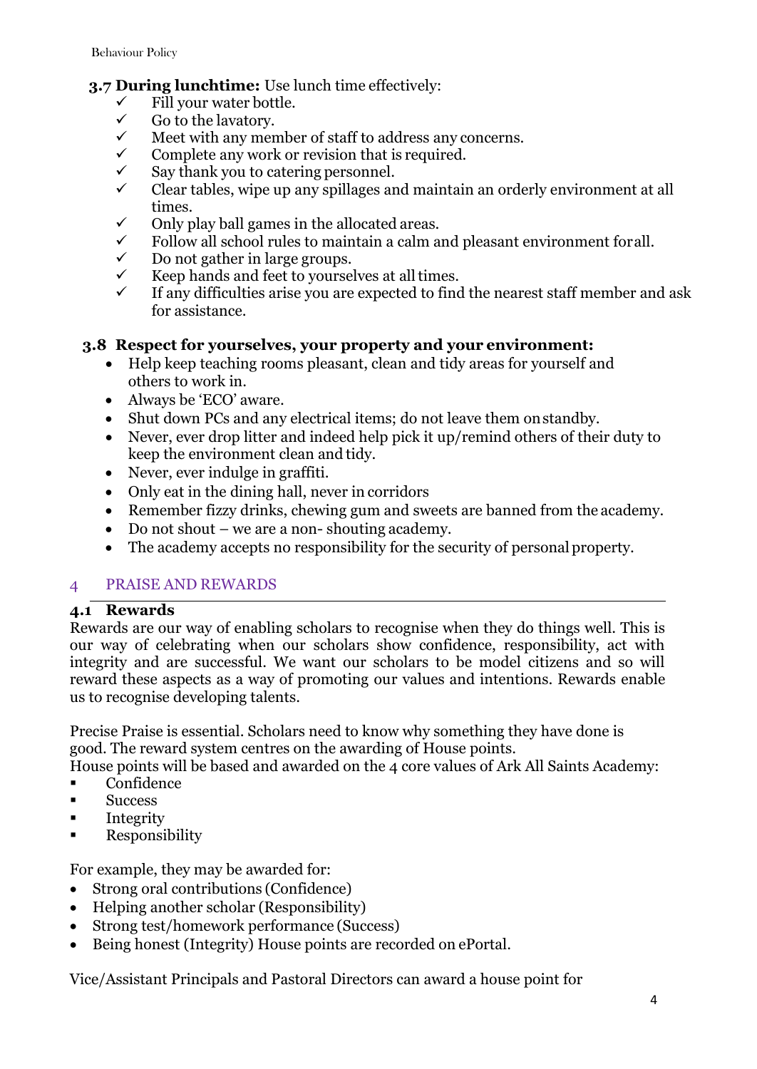**3.7 During lunchtime:** Use lunch time effectively:

- ✓ Fill your water bottle.
- ✓ Go to the lavatory.
- ✓ Meet with any member of staff to address any concerns.
- ✓ Complete any work or revision that is required.
- ✓ Say thank you to catering personnel.
- ✓ Clear tables, wipe up any spillages and maintain an orderly environment at all times.
- ✓ Only play ball games in the allocated areas.
- ✓ Follow all school rules to maintain a calm and pleasant environment for all.
- ✓ Do not gather in large groups.
- ✓ Keep hands and feet to yourselves at all times.
- ✓ If any difficulties arise you are expected to find the nearest staff member and ask for assistance.

**3.8 Respect for yourselves, your property and your environment:**

- Help keep teaching rooms pleasant, clean and tidy areas for yourself and others to work in.
- Always be 'ECO' aware.
- Shut down PCs and any electrical items; do not leave them on standby.
- Never, ever drop litter and indeed help pick it up/remind others of their duty to keep the environment clean and tidy.
- Never, ever indulge in graffiti.
- Only eat in the dining hall, never in corridors
- Remember fizzy drinks, chewing gum and sweets are banned from the academy.
- Do not shout – we are a non- shouting academy.
- The academy accepts no responsibility for the security of personal property.

## 4 PRAISE AND REWARDS

### 4.1 Rewards

Rewards are our way of enabling scholars to recognise when they do things well. This is our way of celebrating when our scholars show confidence, responsibility, act with integrity and are successful. We want our scholars to be model citizens and so will reward these aspects as a way of promoting our values and intentions. Rewards enable us to recognise developing talents.

Precise Praise is essential. Scholars need to know why something they have done is good. The reward system centres on the awarding of House points.
House points will be based and awarded on the 4 core values of Ark All Saints Academy:

- Confidence
- Success
- Integrity
- Responsibility

For example, they may be awarded for:

- Strong oral contributions (Confidence)
- Helping another scholar (Responsibility)
- Strong test/homework performance (Success)
- Being honest (Integrity) House points are recorded on ePortal.

Vice/Assistant Principals and Pastoral Directors can award a house point for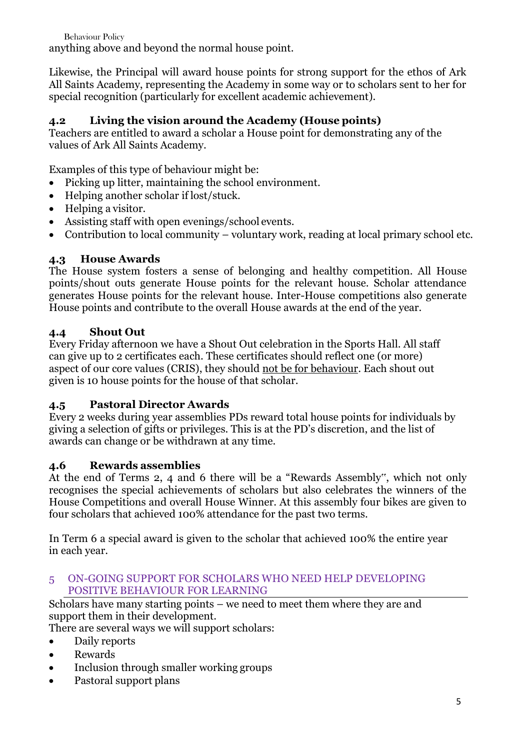anything above and beyond the normal house point.

Likewise, the Principal will award house points for strong support for the ethos of Ark All Saints Academy, representing the Academy in some way or to scholars sent to her for special recognition (particularly for excellent academic achievement).

### 4.2 Living the vision around the Academy (House points)

Teachers are entitled to award a scholar a House point for demonstrating any of the values of Ark All Saints Academy.

Examples of this type of behaviour might be:

- Picking up litter, maintaining the school environment.
- Helping another scholar if lost/stuck.
- Helping a visitor.
- Assisting staff with open evenings/school events.
- Contribution to local community – voluntary work, reading at local primary school etc.

### 4.3 House Awards

The House system fosters a sense of belonging and healthy competition. All House points/shout outs generate House points for the relevant house. Scholar attendance generates House points for the relevant house. Inter-House competitions also generate House points and contribute to the overall House awards at the end of the year.

### 4.4 Shout Out

Every Friday afternoon we have a Shout Out celebration in the Sports Hall. All staff can give up to 2 certificates each. These certificates should reflect one (or more) aspect of our core values (CRIS), they should <u>not be for behaviour</u>. Each shout out given is 10 house points for the house of that scholar.

### 4.5 Pastoral Director Awards

Every 2 weeks during year assemblies PDs reward total house points for individuals by giving a selection of gifts or privileges. This is at the PD's discretion, and the list of awards can change or be withdrawn at any time.

### 4.6 Rewards assemblies

At the end of Terms 2, 4 and 6 there will be a "Rewards Assembly", which not only recognises the special achievements of scholars but also celebrates the winners of the House Competitions and overall House Winner. At this assembly four bikes are given to four scholars that achieved 100% attendance for the past two terms.

In Term 6 a special award is given to the scholar that achieved 100% the entire year in each year.

## 5 ON-GOING SUPPORT FOR SCHOLARS WHO NEED HELP DEVELOPING POSITIVE BEHAVIOUR FOR LEARNING

Scholars have many starting points – we need to meet them where they are and support them in their development.

There are several ways we will support scholars:

- Daily reports
- Rewards
- Inclusion through smaller working groups
- Pastoral support plans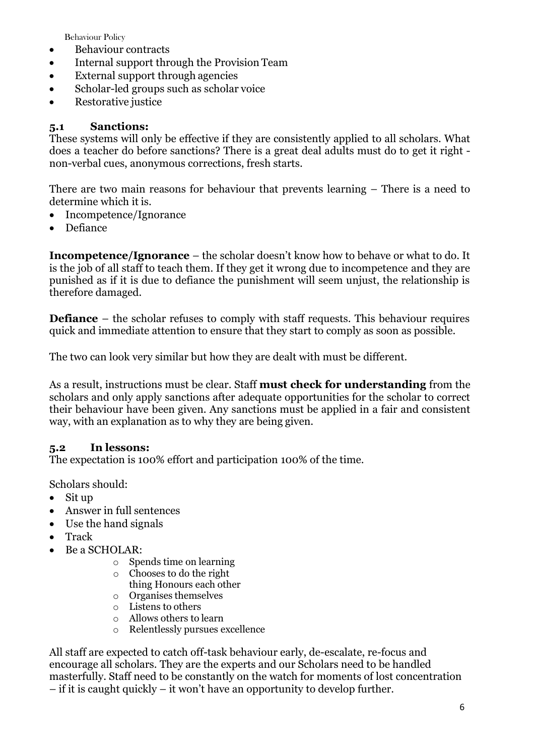- Behaviour contracts
- Internal support through the Provision Team
- External support through agencies
- Scholar-led groups such as scholar voice
- Restorative justice

### 5.1 Sanctions:

These systems will only be effective if they are consistently applied to all scholars. What does a teacher do before sanctions? There is a great deal adults must do to get it right - non-verbal cues, anonymous corrections, fresh starts.

There are two main reasons for behaviour that prevents learning – There is a need to determine which it is.

- Incompetence/Ignorance
- Defiance

**Incompetence/Ignorance** – the scholar doesn't know how to behave or what to do. It is the job of all staff to teach them. If they get it wrong due to incompetence and they are punished as if it is due to defiance the punishment will seem unjust, the relationship is therefore damaged.

**Defiance** – the scholar refuses to comply with staff requests. This behaviour requires quick and immediate attention to ensure that they start to comply as soon as possible.

The two can look very similar but how they are dealt with must be different.

As a result, instructions must be clear. Staff **must check for understanding** from the scholars and only apply sanctions after adequate opportunities for the scholar to correct their behaviour have been given. Any sanctions must be applied in a fair and consistent way, with an explanation as to why they are being given.

### 5.2 In lessons:

The expectation is 100% effort and participation 100% of the time.

Scholars should:

- Sit up
- Answer in full sentences
- Use the hand signals
- Track
- Be a SCHOLAR:
  - Spends time on learning
  - Chooses to do the right thing Honours each other
  - Organises themselves
  - Listens to others
  - Allows others to learn
  - Relentlessly pursues excellence

All staff are expected to catch off-task behaviour early, de-escalate, re-focus and encourage all scholars. They are the experts and our Scholars need to be handled masterfully. Staff need to be constantly on the watch for moments of lost concentration – if it is caught quickly – it won't have an opportunity to develop further.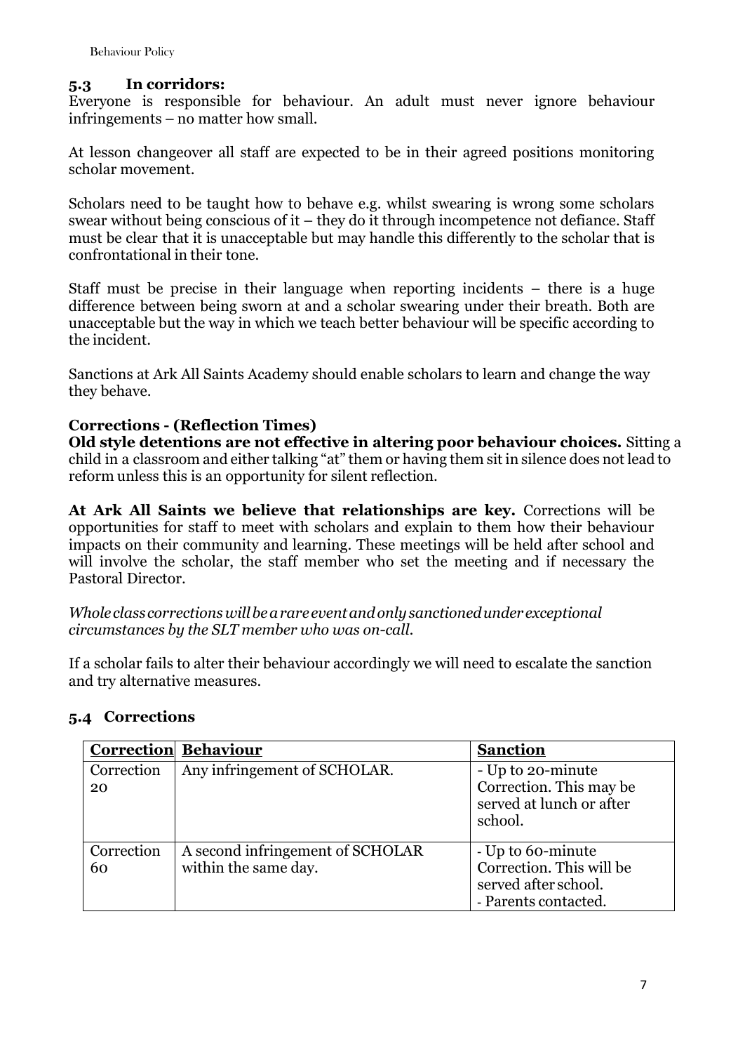### 5.3 In corridors:

Everyone is responsible for behaviour. An adult must never ignore behaviour infringements – no matter how small.

At lesson changeover all staff are expected to be in their agreed positions monitoring scholar movement.

Scholars need to be taught how to behave e.g. whilst swearing is wrong some scholars swear without being conscious of it – they do it through incompetence not defiance. Staff must be clear that it is unacceptable but may handle this differently to the scholar that is confrontational in their tone.

Staff must be precise in their language when reporting incidents – there is a huge difference between being sworn at and a scholar swearing under their breath. Both are unacceptable but the way in which we teach better behaviour will be specific according to the incident.

Sanctions at Ark All Saints Academy should enable scholars to learn and change the way they behave.

**Corrections - (Reflection Times)**

**Old style detentions are not effective in altering poor behaviour choices.** Sitting a child in a classroom and either talking "at" them or having them sit in silence does not lead to reform unless this is an opportunity for silent reflection.

**At Ark All Saints we believe that relationships are key.** Corrections will be opportunities for staff to meet with scholars and explain to them how their behaviour impacts on their community and learning. These meetings will be held after school and will involve the scholar, the staff member who set the meeting and if necessary the Pastoral Director.

*Whole class corrections will be a rare event and only sanctioned under exceptional circumstances by the SLT member who was on-call.*

If a scholar fails to alter their behaviour accordingly we will need to escalate the sanction and try alternative measures.

### 5.4 Corrections

| Correction | Behaviour | Sanction |
|---|---|---|
| Correction 20 | Any infringement of SCHOLAR. | - Up to 20-minute Correction. This may be served at lunch or after school. |
| Correction 60 | A second infringement of SCHOLAR within the same day. | - Up to 60-minute Correction. This will be served after school.<br>- Parents contacted. |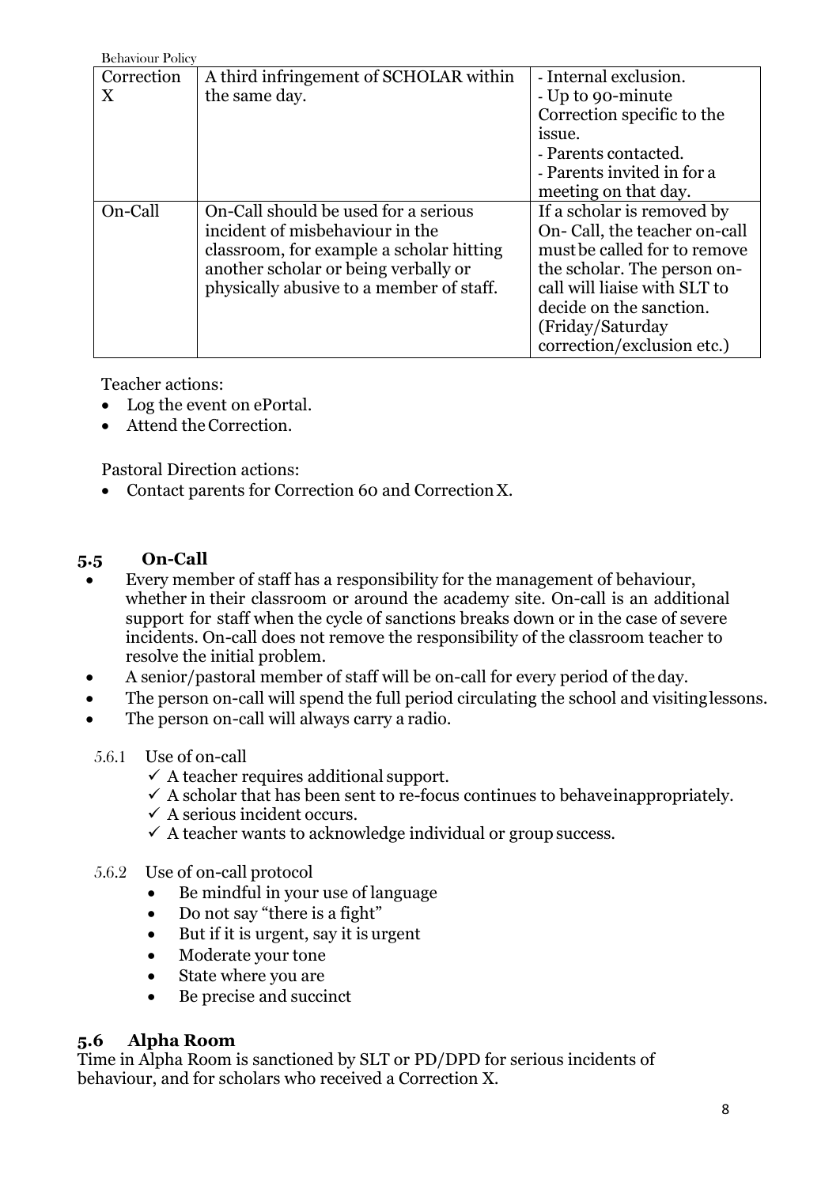| Correction X | A third infringement of SCHOLAR within the same day. | - Internal exclusion.<br>- Up to 90-minute Correction specific to the issue.<br>- Parents contacted.<br>- Parents invited in for a meeting on that day. |
|---|---|---|
| On-Call | On-Call should be used for a serious incident of misbehaviour in the classroom, for example a scholar hitting another scholar or being verbally or physically abusive to a member of staff. | If a scholar is removed by On- Call, the teacher on-call must be called for to remove the scholar. The person on-call will liaise with SLT to decide on the sanction. (Friday/Saturday correction/exclusion etc.) |

Teacher actions:

- Log the event on ePortal.
- Attend the Correction.

Pastoral Direction actions:

- Contact parents for Correction 60 and Correction X.

### 5.5 On-Call

- Every member of staff has a responsibility for the management of behaviour, whether in their classroom or around the academy site. On-call is an additional support for staff when the cycle of sanctions breaks down or in the case of severe incidents. On-call does not remove the responsibility of the classroom teacher to resolve the initial problem.
- A senior/pastoral member of staff will be on-call for every period of the day.
- The person on-call will spend the full period circulating the school and visiting lessons.
- The person on-call will always carry a radio.

5.6.1 Use of on-call

- ✓ A teacher requires additional support.
- ✓ A scholar that has been sent to re-focus continues to behave inappropriately.
- ✓ A serious incident occurs.
- ✓ A teacher wants to acknowledge individual or group success.

5.6.2 Use of on-call protocol

- Be mindful in your use of language
- Do not say “there is a fight”
- But if it is urgent, say it is urgent
- Moderate your tone
- State where you are
- Be precise and succinct

### 5.6 Alpha Room

Time in Alpha Room is sanctioned by SLT or PD/DPD for serious incidents of behaviour, and for scholars who received a Correction X.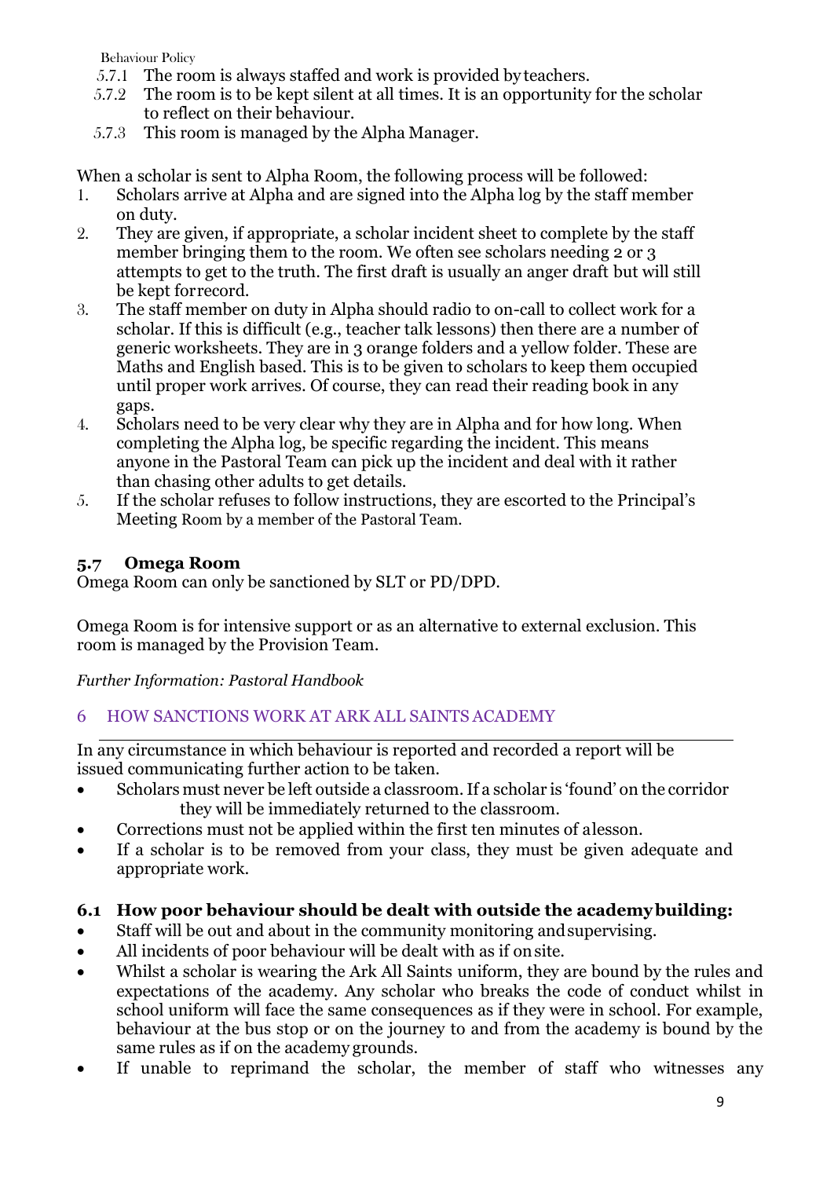5.7.1 The room is always staffed and work is provided by teachers.
5.7.2 The room is to be kept silent at all times. It is an opportunity for the scholar to reflect on their behaviour.
5.7.3 This room is managed by the Alpha Manager.

When a scholar is sent to Alpha Room, the following process will be followed:

1. Scholars arrive at Alpha and are signed into the Alpha log by the staff member on duty.
2. They are given, if appropriate, a scholar incident sheet to complete by the staff member bringing them to the room. We often see scholars needing 2 or 3 attempts to get to the truth. The first draft is usually an anger draft but will still be kept for record.
3. The staff member on duty in Alpha should radio to on-call to collect work for a scholar. If this is difficult (e.g., teacher talk lessons) then there are a number of generic worksheets. They are in 3 orange folders and a yellow folder. These are Maths and English based. This is to be given to scholars to keep them occupied until proper work arrives. Of course, they can read their reading book in any gaps.
4. Scholars need to be very clear why they are in Alpha and for how long. When completing the Alpha log, be specific regarding the incident. This means anyone in the Pastoral Team can pick up the incident and deal with it rather than chasing other adults to get details.
5. If the scholar refuses to follow instructions, they are escorted to the Principal's Meeting Room by a member of the Pastoral Team.

### 5.7 Omega Room

Omega Room can only be sanctioned by SLT or PD/DPD.

Omega Room is for intensive support or as an alternative to external exclusion. This room is managed by the Provision Team.

*Further Information: Pastoral Handbook*

## 6 HOW SANCTIONS WORK AT ARK ALL SAINTS ACADEMY

In any circumstance in which behaviour is reported and recorded a report will be issued communicating further action to be taken.

- Scholars must never be left outside a classroom. If a scholar is 'found' on the corridor they will be immediately returned to the classroom.
- Corrections must not be applied within the first ten minutes of a lesson.
- If a scholar is to be removed from your class, they must be given adequate and appropriate work.

### 6.1 How poor behaviour should be dealt with outside the academy building:

- Staff will be out and about in the community monitoring and supervising.
- All incidents of poor behaviour will be dealt with as if on site.
- Whilst a scholar is wearing the Ark All Saints uniform, they are bound by the rules and expectations of the academy. Any scholar who breaks the code of conduct whilst in school uniform will face the same consequences as if they were in school. For example, behaviour at the bus stop or on the journey to and from the academy is bound by the same rules as if on the academy grounds.
- If unable to reprimand the scholar, the member of staff who witnesses any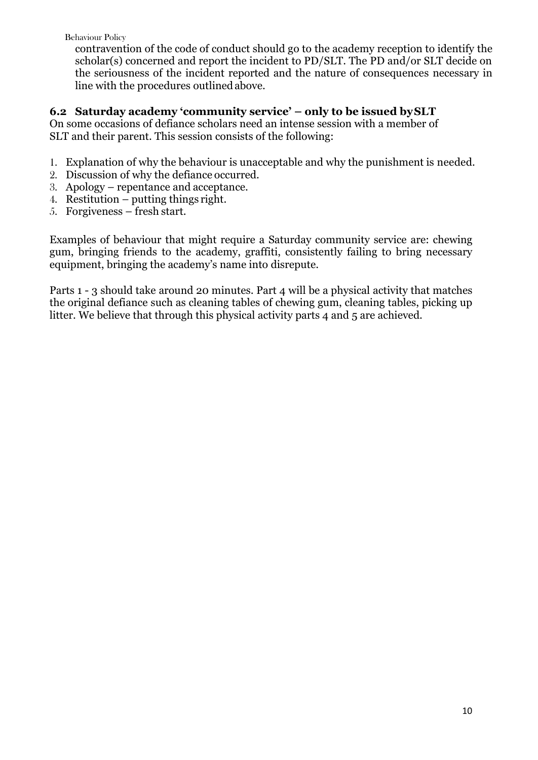contravention of the code of conduct should go to the academy reception to identify the scholar(s) concerned and report the incident to PD/SLT. The PD and/or SLT decide on the seriousness of the incident reported and the nature of consequences necessary in line with the procedures outlined above.

### 6.2 Saturday academy 'community service' – only to be issued by SLT

On some occasions of defiance scholars need an intense session with a member of SLT and their parent. This session consists of the following:

1. Explanation of why the behaviour is unacceptable and why the punishment is needed.
2. Discussion of why the defiance occurred.
3. Apology – repentance and acceptance.
4. Restitution – putting things right.
5. Forgiveness – fresh start.

Examples of behaviour that might require a Saturday community service are: chewing gum, bringing friends to the academy, graffiti, consistently failing to bring necessary equipment, bringing the academy's name into disrepute.

Parts 1 - 3 should take around 20 minutes. Part 4 will be a physical activity that matches the original defiance such as cleaning tables of chewing gum, cleaning tables, picking up litter. We believe that through this physical activity parts 4 and 5 are achieved.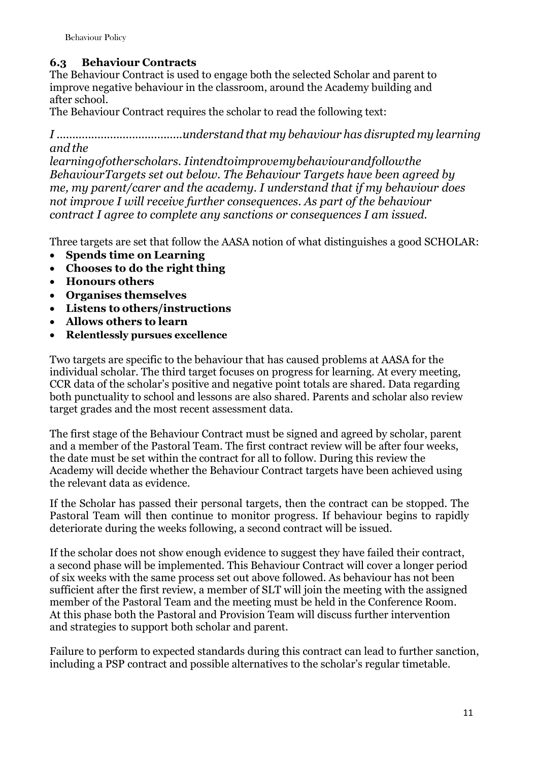### 6.3 Behaviour Contracts

The Behaviour Contract is used to engage both the selected Scholar and parent to improve negative behaviour in the classroom, around the Academy building and after school.

The Behaviour Contract requires the scholar to read the following text:

*I .......................................understand that my behaviour has disrupted my learning and the learningofotherscholars. Iintendtoimprovemybehaviourandfollowthe BehaviourTargets set out below. The Behaviour Targets have been agreed by me, my parent/carer and the academy. I understand that if my behaviour does not improve I will receive further consequences. As part of the behaviour contract I agree to complete any sanctions or consequences I am issued.*

Three targets are set that follow the AASA notion of what distinguishes a good SCHOLAR:

- **Spends time on Learning**
- **Chooses to do the right thing**
- **Honours others**
- **Organises themselves**
- **Listens to others/instructions**
- **Allows others to learn**
- **Relentlessly pursues excellence**

Two targets are specific to the behaviour that has caused problems at AASA for the individual scholar. The third target focuses on progress for learning. At every meeting, CCR data of the scholar's positive and negative point totals are shared. Data regarding both punctuality to school and lessons are also shared. Parents and scholar also review target grades and the most recent assessment data.

The first stage of the Behaviour Contract must be signed and agreed by scholar, parent and a member of the Pastoral Team. The first contract review will be after four weeks, the date must be set within the contract for all to follow. During this review the Academy will decide whether the Behaviour Contract targets have been achieved using the relevant data as evidence.

If the Scholar has passed their personal targets, then the contract can be stopped. The Pastoral Team will then continue to monitor progress. If behaviour begins to rapidly deteriorate during the weeks following, a second contract will be issued.

If the scholar does not show enough evidence to suggest they have failed their contract, a second phase will be implemented. This Behaviour Contract will cover a longer period of six weeks with the same process set out above followed. As behaviour has not been sufficient after the first review, a member of SLT will join the meeting with the assigned member of the Pastoral Team and the meeting must be held in the Conference Room. At this phase both the Pastoral and Provision Team will discuss further intervention and strategies to support both scholar and parent.

Failure to perform to expected standards during this contract can lead to further sanction, including a PSP contract and possible alternatives to the scholar's regular timetable.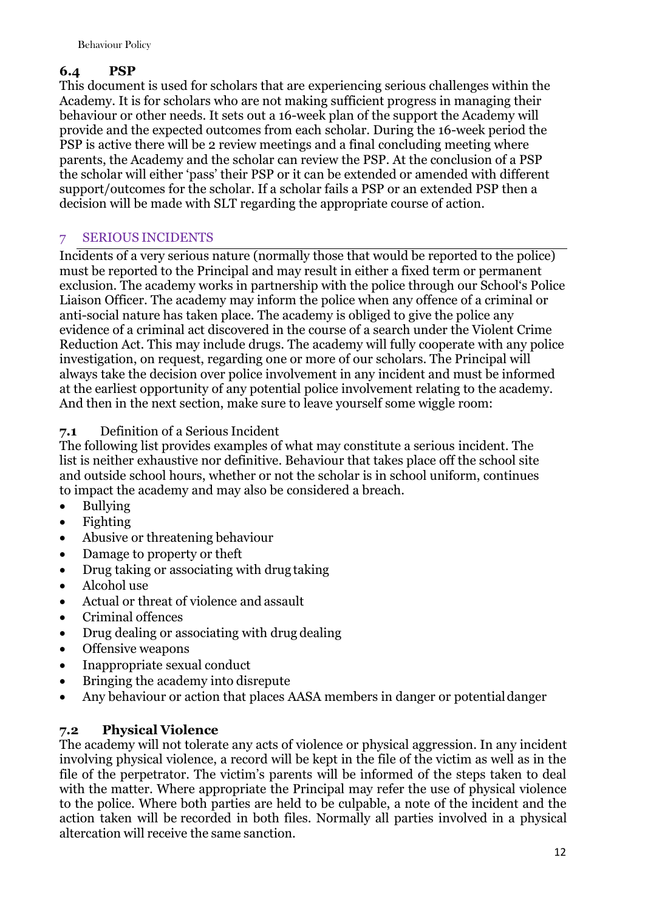### 6.4 PSP

This document is used for scholars that are experiencing serious challenges within the Academy. It is for scholars who are not making sufficient progress in managing their behaviour or other needs. It sets out a 16-week plan of the support the Academy will provide and the expected outcomes from each scholar. During the 16-week period the PSP is active there will be 2 review meetings and a final concluding meeting where parents, the Academy and the scholar can review the PSP. At the conclusion of a PSP the scholar will either 'pass' their PSP or it can be extended or amended with different support/outcomes for the scholar. If a scholar fails a PSP or an extended PSP then a decision will be made with SLT regarding the appropriate course of action.

## 7 SERIOUS INCIDENTS

Incidents of a very serious nature (normally those that would be reported to the police) must be reported to the Principal and may result in either a fixed term or permanent exclusion. The academy works in partnership with the police through our School's Police Liaison Officer. The academy may inform the police when any offence of a criminal or anti-social nature has taken place. The academy is obliged to give the police any evidence of a criminal act discovered in the course of a search under the Violent Crime Reduction Act. This may include drugs. The academy will fully cooperate with any police investigation, on request, regarding one or more of our scholars. The Principal will always take the decision over police involvement in any incident and must be informed at the earliest opportunity of any potential police involvement relating to the academy. And then in the next section, make sure to leave yourself some wiggle room:

### 7.1 Definition of a Serious Incident

The following list provides examples of what may constitute a serious incident. The list is neither exhaustive nor definitive. Behaviour that takes place off the school site and outside school hours, whether or not the scholar is in school uniform, continues to impact the academy and may also be considered a breach.

- Bullying
- Fighting
- Abusive or threatening behaviour
- Damage to property or theft
- Drug taking or associating with drug taking
- Alcohol use
- Actual or threat of violence and assault
- Criminal offences
- Drug dealing or associating with drug dealing
- Offensive weapons
- Inappropriate sexual conduct
- Bringing the academy into disrepute
- Any behaviour or action that places AASA members in danger or potential danger

### 7.2 Physical Violence

The academy will not tolerate any acts of violence or physical aggression. In any incident involving physical violence, a record will be kept in the file of the victim as well as in the file of the perpetrator. The victim's parents will be informed of the steps taken to deal with the matter. Where appropriate the Principal may refer the use of physical violence to the police. Where both parties are held to be culpable, a note of the incident and the action taken will be recorded in both files. Normally all parties involved in a physical altercation will receive the same sanction.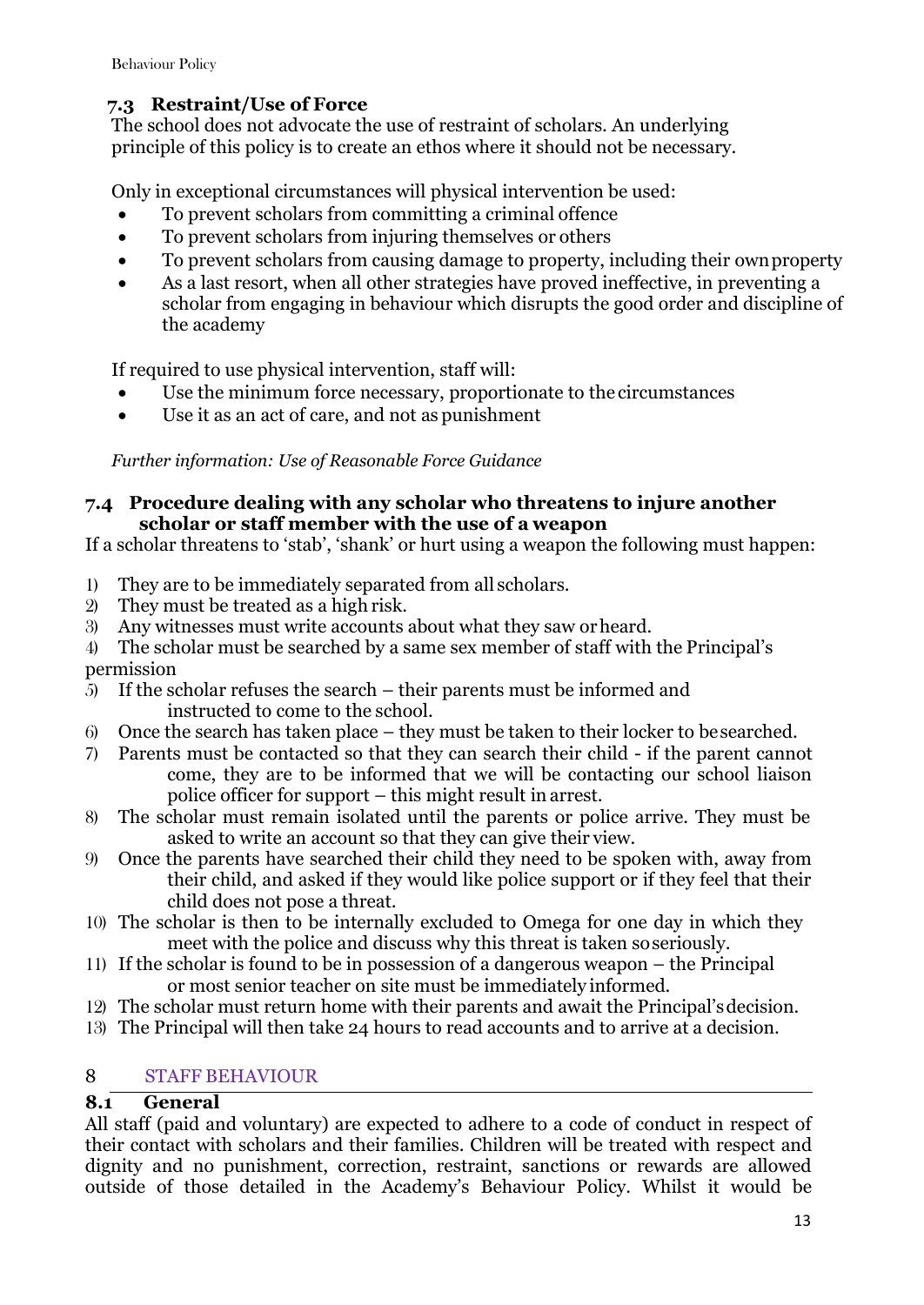### 7.3 Restraint/Use of Force

The school does not advocate the use of restraint of scholars. An underlying principle of this policy is to create an ethos where it should not be necessary.

Only in exceptional circumstances will physical intervention be used:

- To prevent scholars from committing a criminal offence
- To prevent scholars from injuring themselves or others
- To prevent scholars from causing damage to property, including their own property
- As a last resort, when all other strategies have proved ineffective, in preventing a scholar from engaging in behaviour which disrupts the good order and discipline of the academy

If required to use physical intervention, staff will:

- Use the minimum force necessary, proportionate to the circumstances
- Use it as an act of care, and not as punishment

*Further information: Use of Reasonable Force Guidance*

### 7.4 Procedure dealing with any scholar who threatens to injure another scholar or staff member with the use of a weapon

If a scholar threatens to 'stab', 'shank' or hurt using a weapon the following must happen:

1) They are to be immediately separated from all scholars.
2) They must be treated as a high risk.
3) Any witnesses must write accounts about what they saw or heard.
4) The scholar must be searched by a same sex member of staff with the Principal's permission
5) If the scholar refuses the search – their parents must be informed and instructed to come to the school.
6) Once the search has taken place – they must be taken to their locker to be searched.
7) Parents must be contacted so that they can search their child - if the parent cannot come, they are to be informed that we will be contacting our school liaison police officer for support – this might result in arrest.
8) The scholar must remain isolated until the parents or police arrive. They must be asked to write an account so that they can give their view.
9) Once the parents have searched their child they need to be spoken with, away from their child, and asked if they would like police support or if they feel that their child does not pose a threat.
10) The scholar is then to be internally excluded to Omega for one day in which they meet with the police and discuss why this threat is taken so seriously.
11) If the scholar is found to be in possession of a dangerous weapon – the Principal or most senior teacher on site must be immediately informed.
12) The scholar must return home with their parents and await the Principal's decision.
13) The Principal will then take 24 hours to read accounts and to arrive at a decision.

## 8 STAFF BEHAVIOUR

### 8.1 General

All staff (paid and voluntary) are expected to adhere to a code of conduct in respect of their contact with scholars and their families. Children will be treated with respect and dignity and no punishment, correction, restraint, sanctions or rewards are allowed outside of those detailed in the Academy's Behaviour Policy. Whilst it would be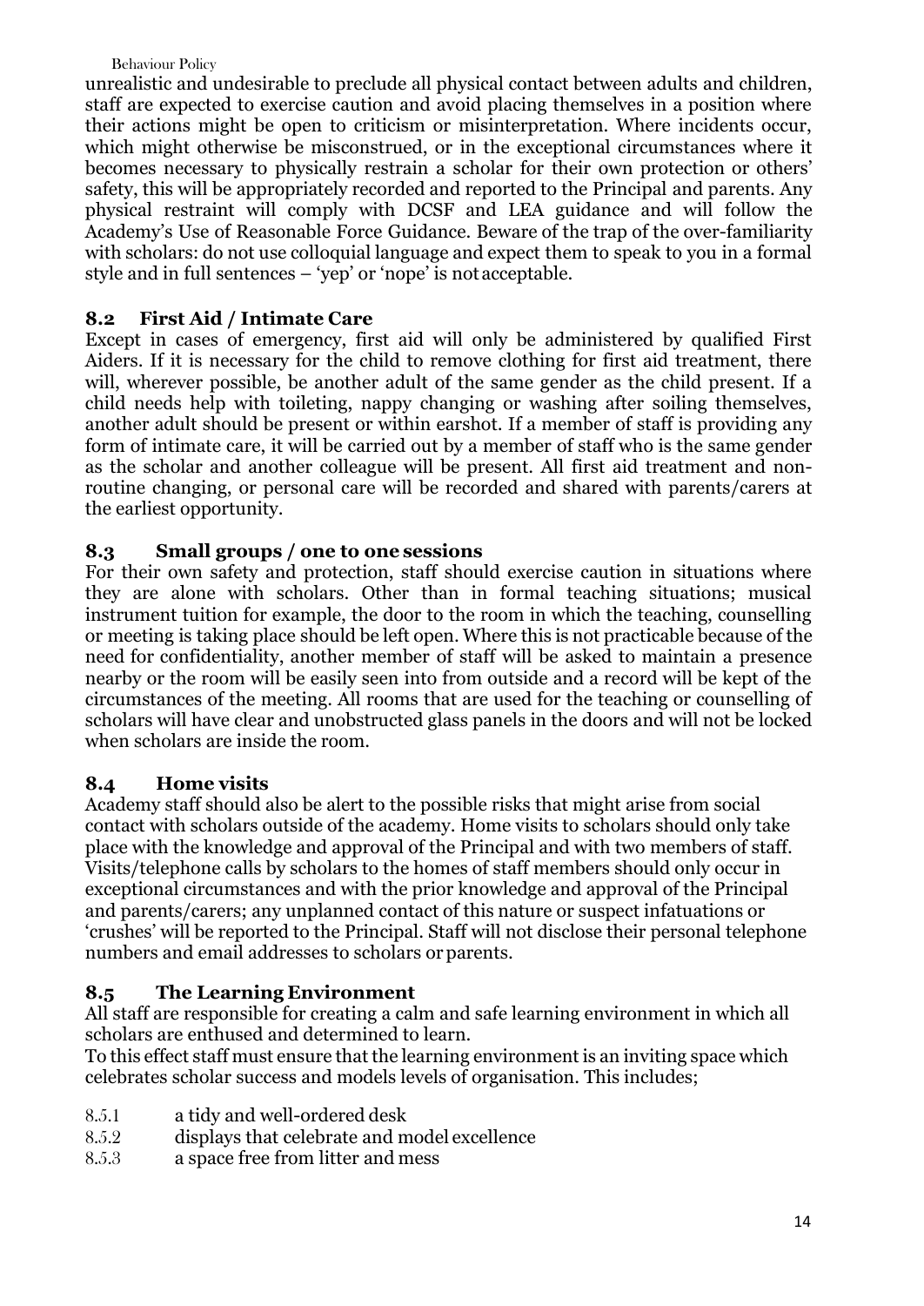unrealistic and undesirable to preclude all physical contact between adults and children, staff are expected to exercise caution and avoid placing themselves in a position where their actions might be open to criticism or misinterpretation. Where incidents occur, which might otherwise be misconstrued, or in the exceptional circumstances where it becomes necessary to physically restrain a scholar for their own protection or others' safety, this will be appropriately recorded and reported to the Principal and parents. Any physical restraint will comply with DCSF and LEA guidance and will follow the Academy's Use of Reasonable Force Guidance. Beware of the trap of the over-familiarity with scholars: do not use colloquial language and expect them to speak to you in a formal style and in full sentences – 'yep' or 'nope' is not acceptable.

### 8.2 First Aid / Intimate Care

Except in cases of emergency, first aid will only be administered by qualified First Aiders. If it is necessary for the child to remove clothing for first aid treatment, there will, wherever possible, be another adult of the same gender as the child present. If a child needs help with toileting, nappy changing or washing after soiling themselves, another adult should be present or within earshot. If a member of staff is providing any form of intimate care, it will be carried out by a member of staff who is the same gender as the scholar and another colleague will be present. All first aid treatment and non-routine changing, or personal care will be recorded and shared with parents/carers at the earliest opportunity.

### 8.3 Small groups / one to one sessions

For their own safety and protection, staff should exercise caution in situations where they are alone with scholars. Other than in formal teaching situations; musical instrument tuition for example, the door to the room in which the teaching, counselling or meeting is taking place should be left open. Where this is not practicable because of the need for confidentiality, another member of staff will be asked to maintain a presence nearby or the room will be easily seen into from outside and a record will be kept of the circumstances of the meeting. All rooms that are used for the teaching or counselling of scholars will have clear and unobstructed glass panels in the doors and will not be locked when scholars are inside the room.

### 8.4 Home visits

Academy staff should also be alert to the possible risks that might arise from social contact with scholars outside of the academy. Home visits to scholars should only take place with the knowledge and approval of the Principal and with two members of staff. Visits/telephone calls by scholars to the homes of staff members should only occur in exceptional circumstances and with the prior knowledge and approval of the Principal and parents/carers; any unplanned contact of this nature or suspect infatuations or 'crushes' will be reported to the Principal. Staff will not disclose their personal telephone numbers and email addresses to scholars or parents.

### 8.5 The Learning Environment

All staff are responsible for creating a calm and safe learning environment in which all scholars are enthused and determined to learn.

To this effect staff must ensure that the learning environment is an inviting space which celebrates scholar success and models levels of organisation. This includes;

8.5.1 a tidy and well-ordered desk
8.5.2 displays that celebrate and model excellence
8.5.3 a space free from litter and mess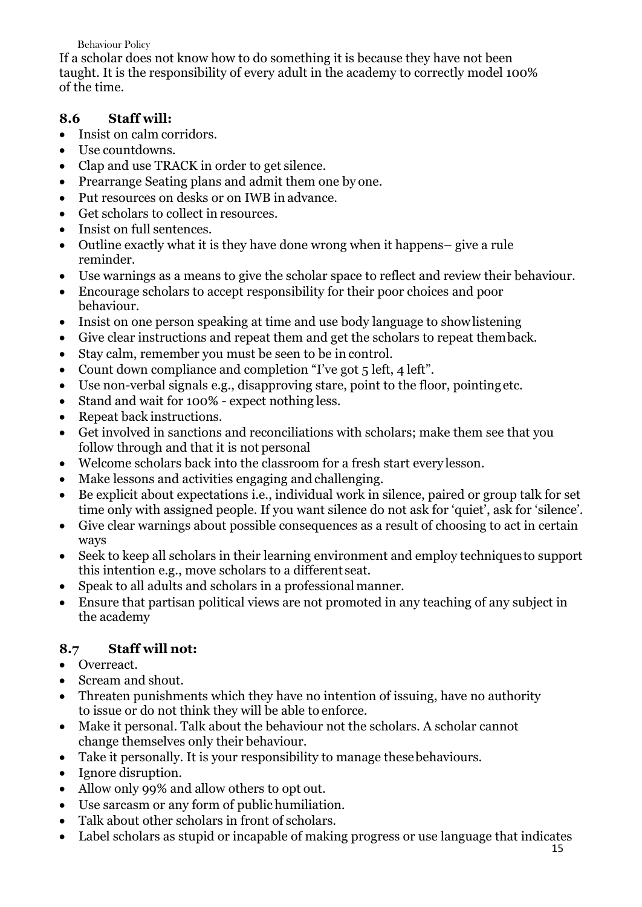If a scholar does not know how to do something it is because they have not been taught. It is the responsibility of every adult in the academy to correctly model 100% of the time.

### 8.6 Staff will:

- Insist on calm corridors.
- Use countdowns.
- Clap and use TRACK in order to get silence.
- Prearrange Seating plans and admit them one by one.
- Put resources on desks or on IWB in advance.
- Get scholars to collect in resources.
- Insist on full sentences.
- Outline exactly what it is they have done wrong when it happens– give a rule reminder.
- Use warnings as a means to give the scholar space to reflect and review their behaviour.
- Encourage scholars to accept responsibility for their poor choices and poor behaviour.
- Insist on one person speaking at time and use body language to show listening
- Give clear instructions and repeat them and get the scholars to repeat them back.
- Stay calm, remember you must be seen to be in control.
- Count down compliance and completion "I've got 5 left, 4 left".
- Use non-verbal signals e.g., disapproving stare, point to the floor, pointing etc.
- Stand and wait for 100% - expect nothing less.
- Repeat back instructions.
- Get involved in sanctions and reconciliations with scholars; make them see that you follow through and that it is not personal
- Welcome scholars back into the classroom for a fresh start every lesson.
- Make lessons and activities engaging and challenging.
- Be explicit about expectations i.e., individual work in silence, paired or group talk for set time only with assigned people. If you want silence do not ask for 'quiet', ask for 'silence'.
- Give clear warnings about possible consequences as a result of choosing to act in certain ways
- Seek to keep all scholars in their learning environment and employ techniques to support this intention e.g., move scholars to a different seat.
- Speak to all adults and scholars in a professional manner.
- Ensure that partisan political views are not promoted in any teaching of any subject in the academy

### 8.7 Staff will not:

- Overreact.
- Scream and shout.
- Threaten punishments which they have no intention of issuing, have no authority to issue or do not think they will be able to enforce.
- Make it personal. Talk about the behaviour not the scholars. A scholar cannot change themselves only their behaviour.
- Take it personally. It is your responsibility to manage these behaviours.
- Ignore disruption.
- Allow only 99% and allow others to opt out.
- Use sarcasm or any form of public humiliation.
- Talk about other scholars in front of scholars.
- Label scholars as stupid or incapable of making progress or use language that indicates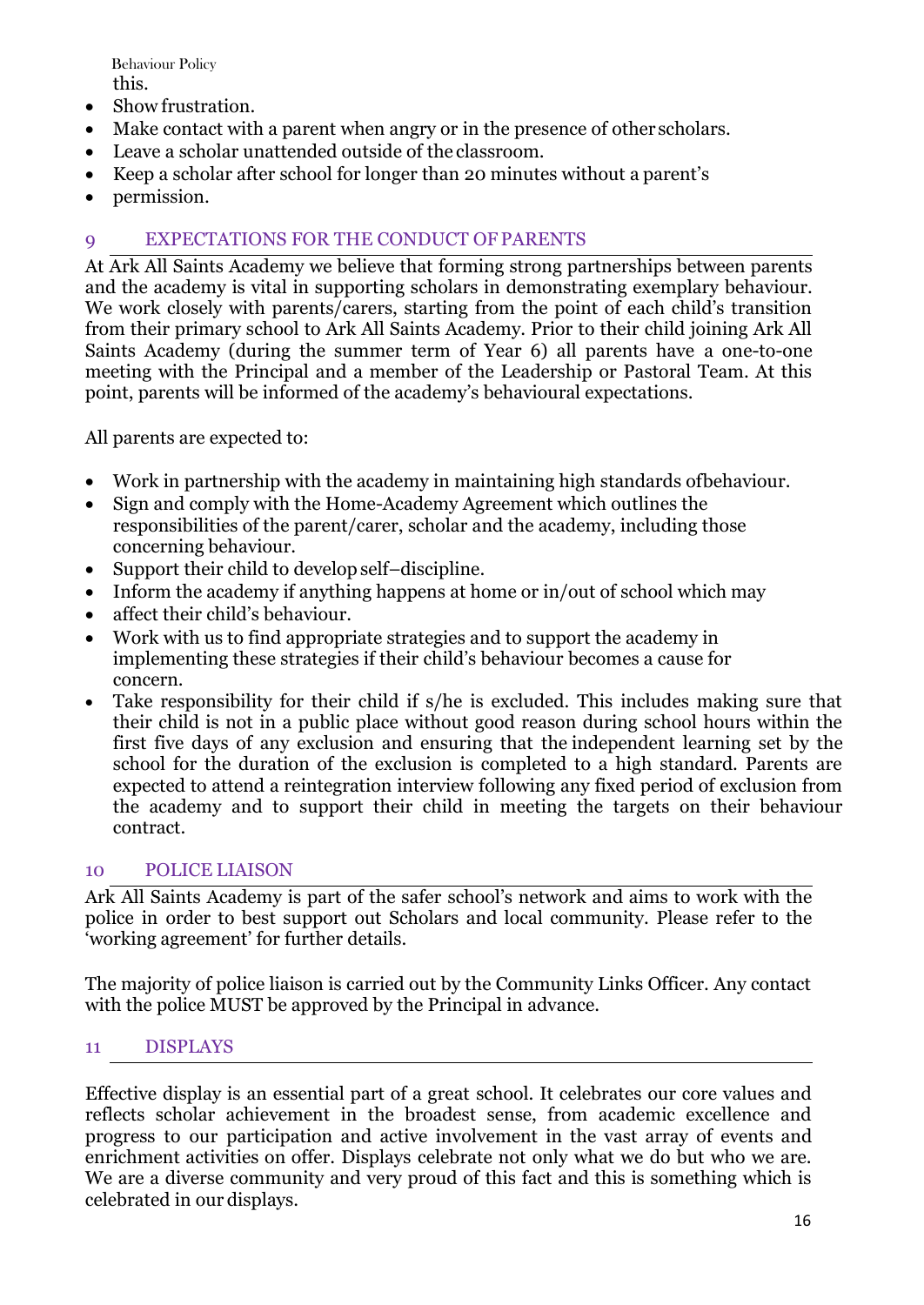this.

- Show frustration.
- Make contact with a parent when angry or in the presence of other scholars.
- Leave a scholar unattended outside of the classroom.
- Keep a scholar after school for longer than 20 minutes without a parent's
- permission.

## 9 EXPECTATIONS FOR THE CONDUCT OF PARENTS

At Ark All Saints Academy we believe that forming strong partnerships between parents and the academy is vital in supporting scholars in demonstrating exemplary behaviour. We work closely with parents/carers, starting from the point of each child's transition from their primary school to Ark All Saints Academy. Prior to their child joining Ark All Saints Academy (during the summer term of Year 6) all parents have a one-to-one meeting with the Principal and a member of the Leadership or Pastoral Team. At this point, parents will be informed of the academy's behavioural expectations.

All parents are expected to:

- Work in partnership with the academy in maintaining high standards ofbehaviour.
- Sign and comply with the Home-Academy Agreement which outlines the responsibilities of the parent/carer, scholar and the academy, including those concerning behaviour.
- Support their child to develop self–discipline.
- Inform the academy if anything happens at home or in/out of school which may
- affect their child's behaviour.
- Work with us to find appropriate strategies and to support the academy in implementing these strategies if their child's behaviour becomes a cause for concern.
- Take responsibility for their child if s/he is excluded. This includes making sure that their child is not in a public place without good reason during school hours within the first five days of any exclusion and ensuring that the independent learning set by the school for the duration of the exclusion is completed to a high standard. Parents are expected to attend a reintegration interview following any fixed period of exclusion from the academy and to support their child in meeting the targets on their behaviour contract.

## 10 POLICE LIAISON

Ark All Saints Academy is part of the safer school's network and aims to work with the police in order to best support out Scholars and local community. Please refer to the 'working agreement' for further details.

The majority of police liaison is carried out by the Community Links Officer. Any contact with the police MUST be approved by the Principal in advance.

## 11 DISPLAYS

Effective display is an essential part of a great school. It celebrates our core values and reflects scholar achievement in the broadest sense, from academic excellence and progress to our participation and active involvement in the vast array of events and enrichment activities on offer. Displays celebrate not only what we do but who we are. We are a diverse community and very proud of this fact and this is something which is celebrated in our displays.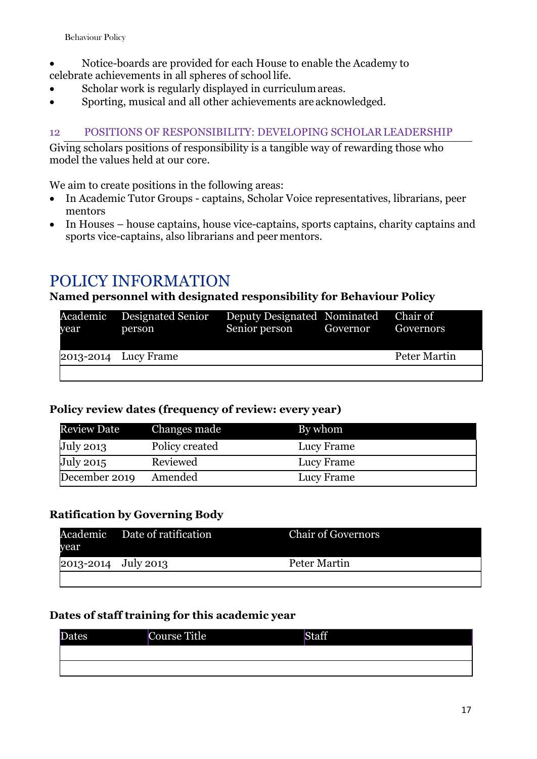- Notice-boards are provided for each House to enable the Academy to celebrate achievements in all spheres of school life.
- Scholar work is regularly displayed in curriculum areas.
- Sporting, musical and all other achievements are acknowledged.

## 12 POSITIONS OF RESPONSIBILITY: DEVELOPING SCHOLAR LEADERSHIP

Giving scholars positions of responsibility is a tangible way of rewarding those who model the values held at our core.

We aim to create positions in the following areas:

- In Academic Tutor Groups - captains, Scholar Voice representatives, librarians, peer mentors
- In Houses – house captains, house vice-captains, sports captains, charity captains and sports vice-captains, also librarians and peer mentors.

# POLICY INFORMATION

**Named personnel with designated responsibility for Behaviour Policy**

| Academic year | Designated Senior person | Deputy Designated Senior person | Nominated Governor | Chair of Governors |
|---|---|---|---|---|
| 2013-2014 | Lucy Frame | | | Peter Martin |
| | | | | |

**Policy review dates (frequency of review: every year)**

| Review Date | Changes made | By whom |
|---|---|---|
| July 2013 | Policy created | Lucy Frame |
| July 2015 | Reviewed | Lucy Frame |
| December 2019 | Amended | Lucy Frame |

**Ratification by Governing Body**

| Academic year | Date of ratification | Chair of Governors |
|---|---|---|
| 2013-2014 | July 2013 | Peter Martin |
| | | |

**Dates of staff training for this academic year**

| Dates | Course Title | Staff |
|---|---|---|
| | | |
| | | |